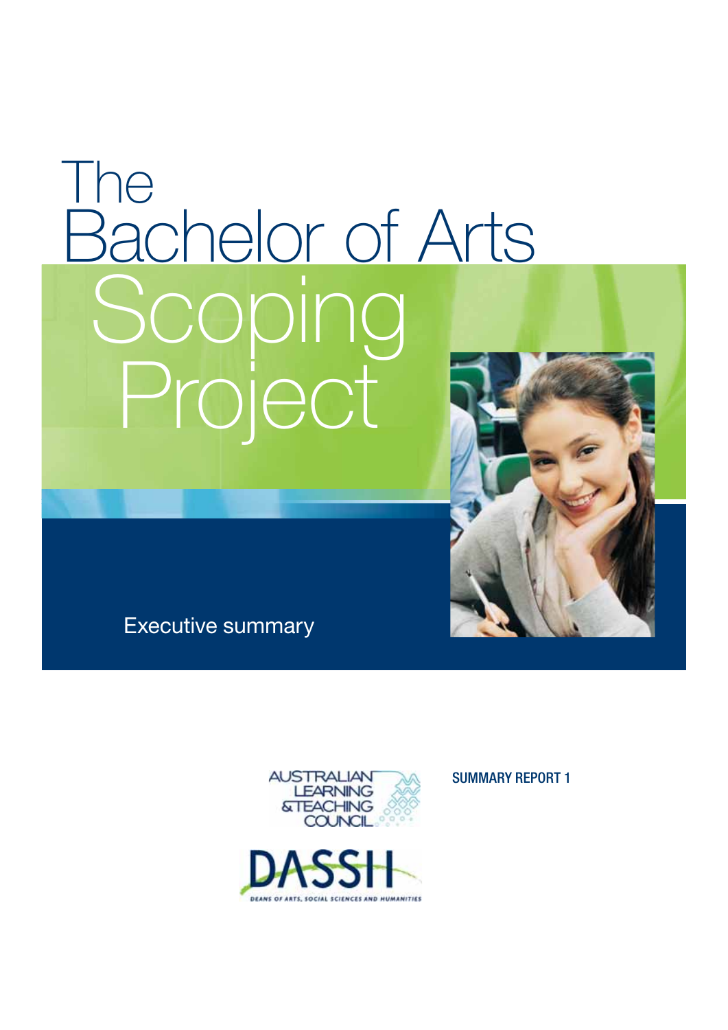# The Bachelor of Arts Scoping Project

Executive summary

SUMMARY REPORT 1

AUSTRALIAN LEARNING & TEACHING COUNCIL

DASSH

DEANS OF ARTS, SOCIAL SCIENCES AND HUMANITIES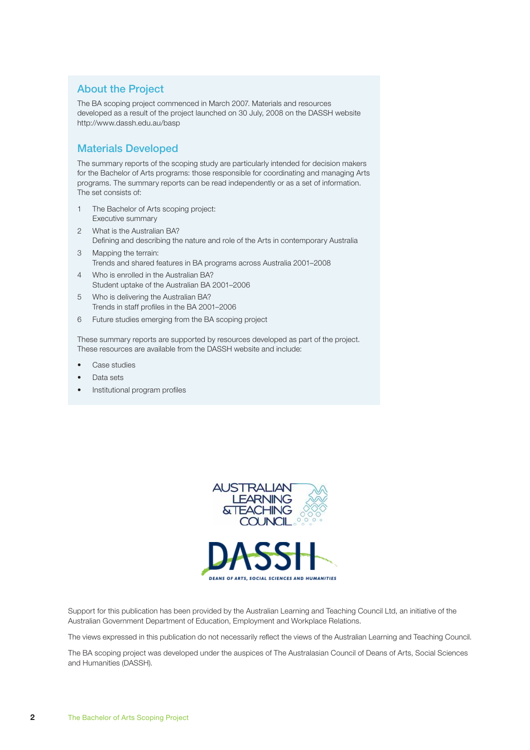## About the Project

The BA scoping project commenced in March 2007. Materials and resources developed as a result of the project launched on 30 July, 2008 on the DASSH website http://www.dassh.edu.au/basp

## Materials Developed

The summary reports of the scoping study are particularly intended for decision makers for the Bachelor of Arts programs: those responsible for coordinating and managing Arts programs. The summary reports can be read independently or as a set of information. The set consists of:

1. The Bachelor of Arts scoping project:
   Executive summary
2. What is the Australian BA?
   Defining and describing the nature and role of the Arts in contemporary Australia
3. Mapping the terrain:
   Trends and shared features in BA programs across Australia 2001–2008
4. Who is enrolled in the Australian BA?
   Student uptake of the Australian BA 2001–2006
5. Who is delivering the Australian BA?
   Trends in staff profiles in the BA 2001–2006
6. Future studies emerging from the BA scoping project

These summary reports are supported by resources developed as part of the project. These resources are available from the DASSH website and include:

- Case studies
- Data sets
- Institutional program profiles

AUSTRALIAN LEARNING & TEACHING COUNCIL

DASSH
DEANS OF ARTS, SOCIAL SCIENCES AND HUMANITIES

Support for this publication has been provided by the Australian Learning and Teaching Council Ltd, an initiative of the Australian Government Department of Education, Employment and Workplace Relations.

The views expressed in this publication do not necessarily reflect the views of the Australian Learning and Teaching Council.

The BA scoping project was developed under the auspices of The Australasian Council of Deans of Arts, Social Sciences and Humanities (DASSH).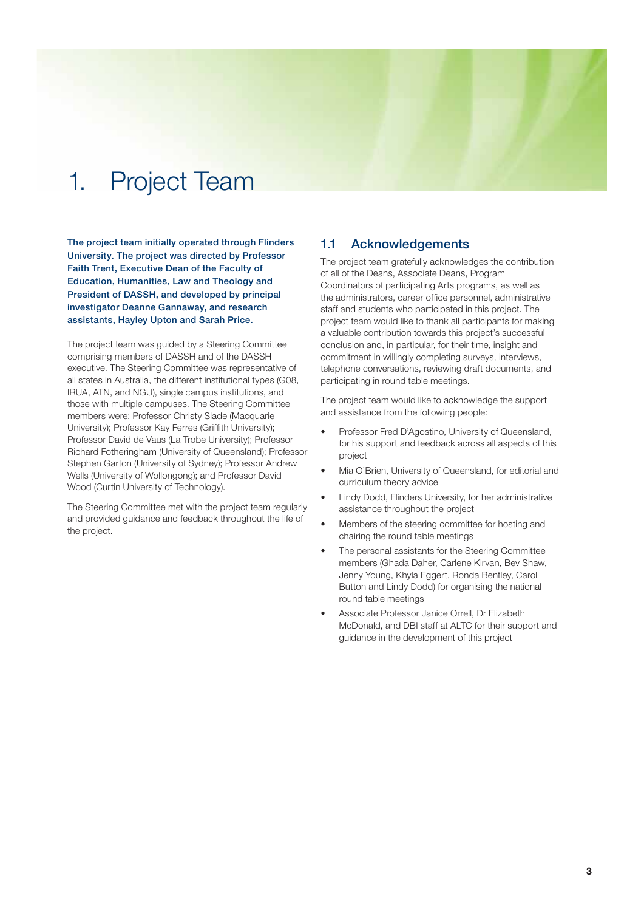# 1. Project Team

**The project team initially operated through Flinders University. The project was directed by Professor Faith Trent, Executive Dean of the Faculty of Education, Humanities, Law and Theology and President of DASSH, and developed by principal investigator Deanne Gannaway, and research assistants, Hayley Upton and Sarah Price.**

The project team was guided by a Steering Committee comprising members of DASSH and of the DASSH executive. The Steering Committee was representative of all states in Australia, the different institutional types (G08, IRUA, ATN, and NGU), single campus institutions, and those with multiple campuses. The Steering Committee members were: Professor Christy Slade (Macquarie University); Professor Kay Ferres (Griffith University); Professor David de Vaus (La Trobe University); Professor Richard Fotheringham (University of Queensland); Professor Stephen Garton (University of Sydney); Professor Andrew Wells (University of Wollongong); and Professor David Wood (Curtin University of Technology).

The Steering Committee met with the project team regularly and provided guidance and feedback throughout the life of the project.

## 1.1 Acknowledgements

The project team gratefully acknowledges the contribution of all of the Deans, Associate Deans, Program Coordinators of participating Arts programs, as well as the administrators, career office personnel, administrative staff and students who participated in this project. The project team would like to thank all participants for making a valuable contribution towards this project's successful conclusion and, in particular, for their time, insight and commitment in willingly completing surveys, interviews, telephone conversations, reviewing draft documents, and participating in round table meetings.

The project team would like to acknowledge the support and assistance from the following people:

- Professor Fred D'Agostino, University of Queensland, for his support and feedback across all aspects of this project
- Mia O'Brien, University of Queensland, for editorial and curriculum theory advice
- Lindy Dodd, Flinders University, for her administrative assistance throughout the project
- Members of the steering committee for hosting and chairing the round table meetings
- The personal assistants for the Steering Committee members (Ghada Daher, Carlene Kirvan, Bev Shaw, Jenny Young, Khyla Eggert, Ronda Bentley, Carol Button and Lindy Dodd) for organising the national round table meetings
- Associate Professor Janice Orrell, Dr Elizabeth McDonald, and DBI staff at ALTC for their support and guidance in the development of this project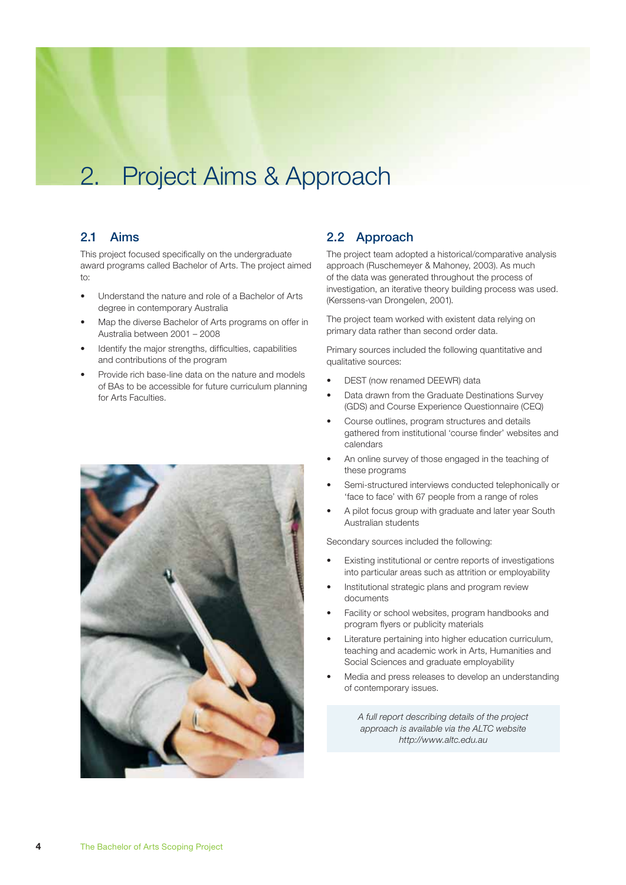# 2. Project Aims & Approach

## 2.1 Aims

This project focused specifically on the undergraduate award programs called Bachelor of Arts. The project aimed to:

- Understand the nature and role of a Bachelor of Arts degree in contemporary Australia
- Map the diverse Bachelor of Arts programs on offer in Australia between 2001 – 2008
- Identify the major strengths, difficulties, capabilities and contributions of the program
- Provide rich base-line data on the nature and models of BAs to be accessible for future curriculum planning for Arts Faculties.

## 2.2 Approach

The project team adopted a historical/comparative analysis approach (Ruschemeyer & Mahoney, 2003). As much of the data was generated throughout the process of investigation, an iterative theory building process was used. (Kerssens-van Drongelen, 2001).

The project team worked with existent data relying on primary data rather than second order data.

Primary sources included the following quantitative and qualitative sources:

- DEST (now renamed DEEWR) data
- Data drawn from the Graduate Destinations Survey (GDS) and Course Experience Questionnaire (CEQ)
- Course outlines, program structures and details gathered from institutional 'course finder' websites and calendars
- An online survey of those engaged in the teaching of these programs
- Semi-structured interviews conducted telephonically or 'face to face' with 67 people from a range of roles
- A pilot focus group with graduate and later year South Australian students

Secondary sources included the following:

- Existing institutional or centre reports of investigations into particular areas such as attrition or employability
- Institutional strategic plans and program review documents
- Facility or school websites, program handbooks and program flyers or publicity materials
- Literature pertaining into higher education curriculum, teaching and academic work in Arts, Humanities and Social Sciences and graduate employability
- Media and press releases to develop an understanding of contemporary issues.

*A full report describing details of the project approach is available via the ALTC website http://www.altc.edu.au*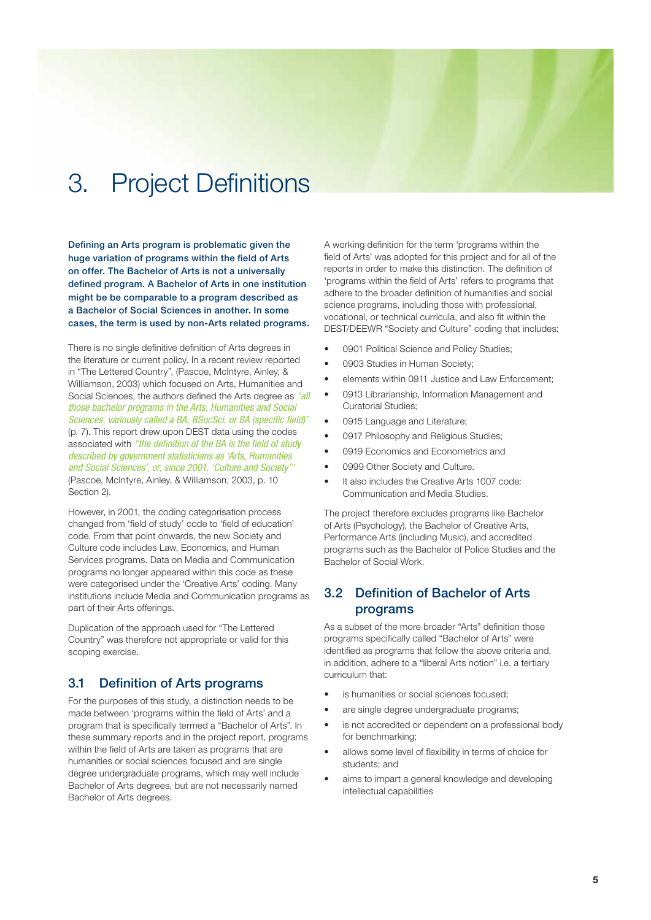# 3. Project Definitions

**Defining an Arts program is problematic given the huge variation of programs within the field of Arts on offer. The Bachelor of Arts is not a universally defined program. A Bachelor of Arts in one institution might be be comparable to a program described as a Bachelor of Social Sciences in another. In some cases, the term is used by non-Arts related programs.**

There is no single definitive definition of Arts degrees in the literature or current policy. In a recent review reported in "The Lettered Country", (Pascoe, McIntyre, Ainley, & Williamson, 2003) which focused on Arts, Humanities and Social Sciences, the authors defined the Arts degree as *"all those bachelor programs in the Arts, Humanities and Social Sciences, variously called a BA, BSocSci, or BA (specific field)"* (p. 7). This report drew upon DEST data using the codes associated with *"the definition of the BA is the field of study described by government statisticians as 'Arts, Humanities and Social Sciences', or, since 2001, 'Culture and Society'"* (Pascoe, McIntyre, Ainley, & Williamson, 2003, p. 10 Section 2).

However, in 2001, the coding categorisation process changed from 'field of study' code to 'field of education' code. From that point onwards, the new Society and Culture code includes Law, Economics, and Human Services programs. Data on Media and Communication programs no longer appeared within this code as these were categorised under the 'Creative Arts' coding. Many institutions include Media and Communication programs as part of their Arts offerings.

Duplication of the approach used for "The Lettered Country" was therefore not appropriate or valid for this scoping exercise.

## 3.1 Definition of Arts programs

For the purposes of this study, a distinction needs to be made between 'programs within the field of Arts' and a program that is specifically termed a "Bachelor of Arts". In these summary reports and in the project report, programs within the field of Arts are taken as programs that are humanities or social sciences focused and are single degree undergraduate programs, which may well include Bachelor of Arts degrees, but are not necessarily named Bachelor of Arts degrees.

A working definition for the term 'programs within the field of Arts' was adopted for this project and for all of the reports in order to make this distinction. The definition of 'programs within the field of Arts' refers to programs that adhere to the broader definition of humanities and social science programs, including those with professional, vocational, or technical curricula, and also fit within the DEST/DEEWR "Society and Culture" coding that includes:

- 0901 Political Science and Policy Studies;
- 0903 Studies in Human Society;
- elements within 0911 Justice and Law Enforcement;
- 0913 Librarianship, Information Management and Curatorial Studies;
- 0915 Language and Literature;
- 0917 Philosophy and Religious Studies;
- 0919 Economics and Econometrics and
- 0999 Other Society and Culture.
- It also includes the Creative Arts 1007 code: Communication and Media Studies.

The project therefore excludes programs like Bachelor of Arts (Psychology), the Bachelor of Creative Arts, Performance Arts (including Music), and accredited programs such as the Bachelor of Police Studies and the Bachelor of Social Work.

## 3.2 Definition of Bachelor of Arts programs

As a subset of the more broader "Arts" definition those programs specifically called "Bachelor of Arts" were identified as programs that follow the above criteria and, in addition, adhere to a "liberal Arts notion" i.e. a tertiary curriculum that:

- is humanities or social sciences focused;
- are single degree undergraduate programs;
- is not accredited or dependent on a professional body for benchmarking;
- allows some level of flexibility in terms of choice for students; and
- aims to impart a general knowledge and developing intellectual capabilities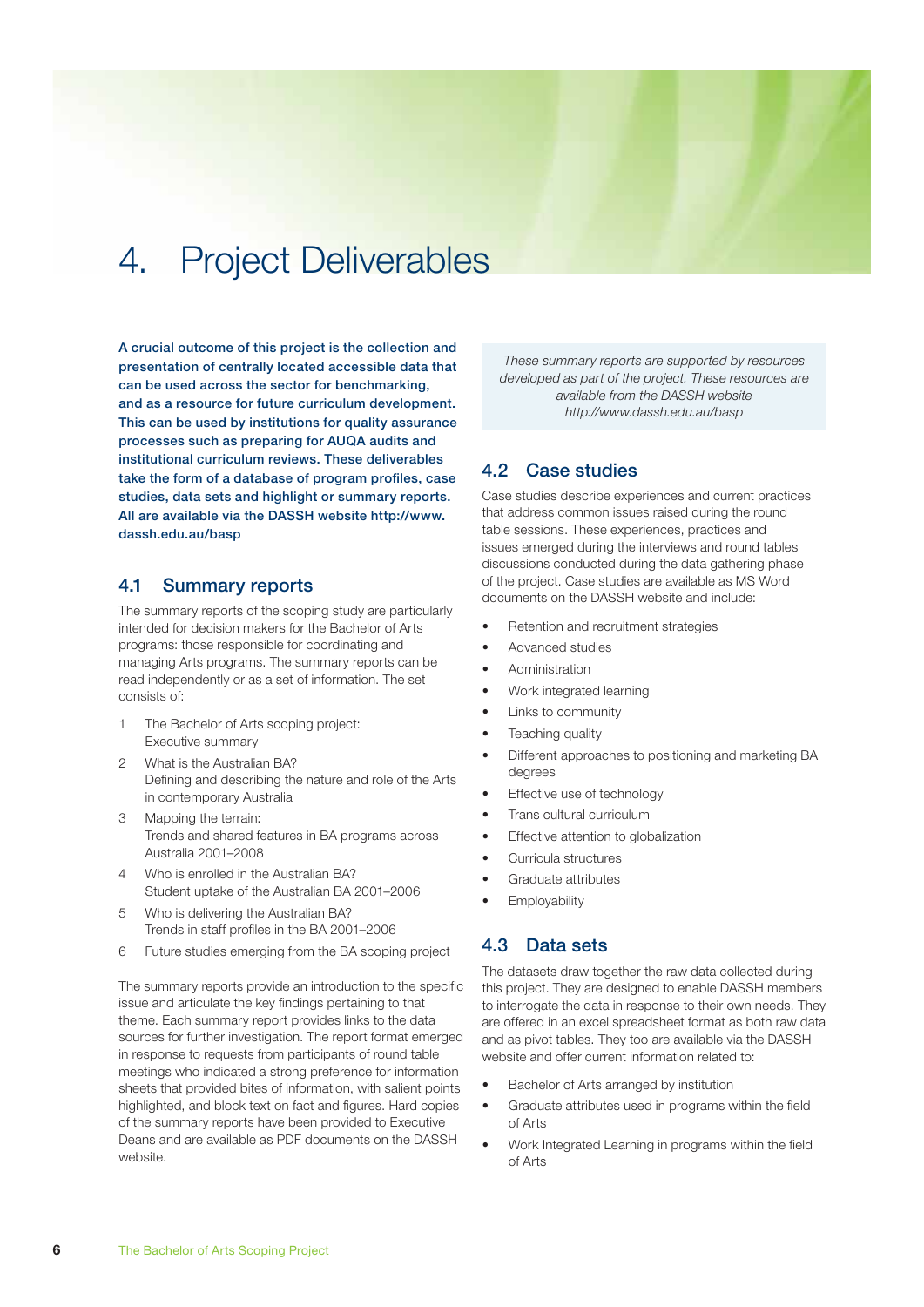# 4. Project Deliverables

**A crucial outcome of this project is the collection and presentation of centrally located accessible data that can be used across the sector for benchmarking, and as a resource for future curriculum development. This can be used by institutions for quality assurance processes such as preparing for AUQA audits and institutional curriculum reviews. These deliverables take the form of a database of program profiles, case studies, data sets and highlight or summary reports. All are available via the DASSH website http://www.dassh.edu.au/basp**

## 4.1 Summary reports

The summary reports of the scoping study are particularly intended for decision makers for the Bachelor of Arts programs: those responsible for coordinating and managing Arts programs. The summary reports can be read independently or as a set of information. The set consists of:

1. The Bachelor of Arts scoping project: Executive summary
2. What is the Australian BA? Defining and describing the nature and role of the Arts in contemporary Australia
3. Mapping the terrain: Trends and shared features in BA programs across Australia 2001–2008
4. Who is enrolled in the Australian BA? Student uptake of the Australian BA 2001–2006
5. Who is delivering the Australian BA? Trends in staff profiles in the BA 2001–2006
6. Future studies emerging from the BA scoping project

The summary reports provide an introduction to the specific issue and articulate the key findings pertaining to that theme. Each summary report provides links to the data sources for further investigation. The report format emerged in response to requests from participants of round table meetings who indicated a strong preference for information sheets that provided bites of information, with salient points highlighted, and block text on fact and figures. Hard copies of the summary reports have been provided to Executive Deans and are available as PDF documents on the DASSH website.

*These summary reports are supported by resources developed as part of the project. These resources are available from the DASSH website http://www.dassh.edu.au/basp*

## 4.2 Case studies

Case studies describe experiences and current practices that address common issues raised during the round table sessions. These experiences, practices and issues emerged during the interviews and round tables discussions conducted during the data gathering phase of the project. Case studies are available as MS Word documents on the DASSH website and include:

- Retention and recruitment strategies
- Advanced studies
- Administration
- Work integrated learning
- Links to community
- Teaching quality
- Different approaches to positioning and marketing BA degrees
- Effective use of technology
- Trans cultural curriculum
- Effective attention to globalization
- Curricula structures
- Graduate attributes
- Employability

## 4.3 Data sets

The datasets draw together the raw data collected during this project. They are designed to enable DASSH members to interrogate the data in response to their own needs. They are offered in an excel spreadsheet format as both raw data and as pivot tables. They too are available via the DASSH website and offer current information related to:

- Bachelor of Arts arranged by institution
- Graduate attributes used in programs within the field of Arts
- Work Integrated Learning in programs within the field of Arts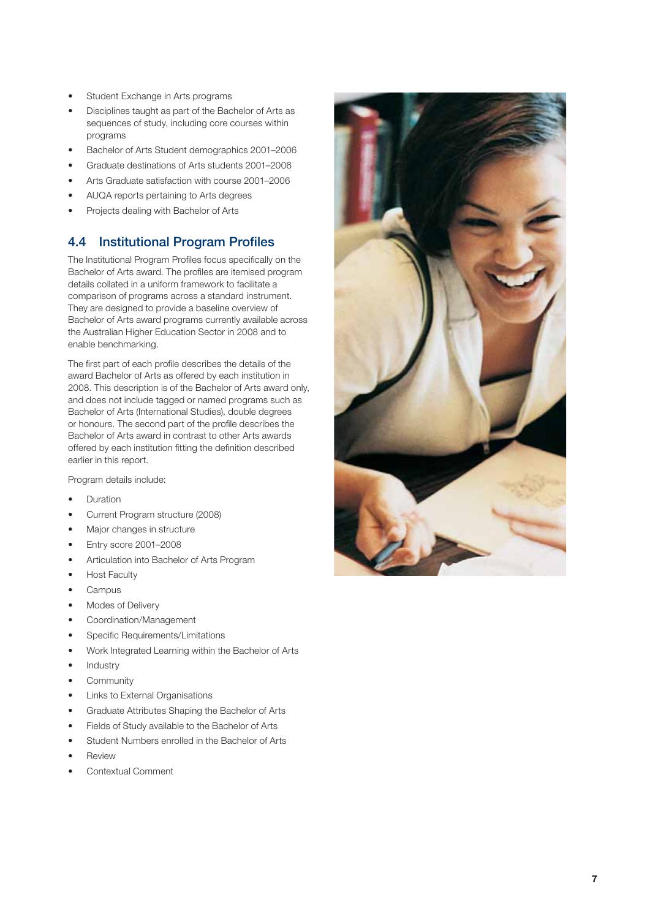- Student Exchange in Arts programs
- Disciplines taught as part of the Bachelor of Arts as sequences of study, including core courses within programs
- Bachelor of Arts Student demographics 2001–2006
- Graduate destinations of Arts students 2001–2006
- Arts Graduate satisfaction with course 2001–2006
- AUQA reports pertaining to Arts degrees
- Projects dealing with Bachelor of Arts

## 4.4 Institutional Program Profiles

The Institutional Program Profiles focus specifically on the Bachelor of Arts award. The profiles are itemised program details collated in a uniform framework to facilitate a comparison of programs across a standard instrument. They are designed to provide a baseline overview of Bachelor of Arts award programs currently available across the Australian Higher Education Sector in 2008 and to enable benchmarking.

The first part of each profile describes the details of the award Bachelor of Arts as offered by each institution in 2008. This description is of the Bachelor of Arts award only, and does not include tagged or named programs such as Bachelor of Arts (International Studies), double degrees or honours. The second part of the profile describes the Bachelor of Arts award in contrast to other Arts awards offered by each institution fitting the definition described earlier in this report.

Program details include:

- Duration
- Current Program structure (2008)
- Major changes in structure
- Entry score 2001–2008
- Articulation into Bachelor of Arts Program
- Host Faculty
- Campus
- Modes of Delivery
- Coordination/Management
- Specific Requirements/Limitations
- Work Integrated Learning within the Bachelor of Arts
- Industry
- Community
- Links to External Organisations
- Graduate Attributes Shaping the Bachelor of Arts
- Fields of Study available to the Bachelor of Arts
- Student Numbers enrolled in the Bachelor of Arts
- Review
- Contextual Comment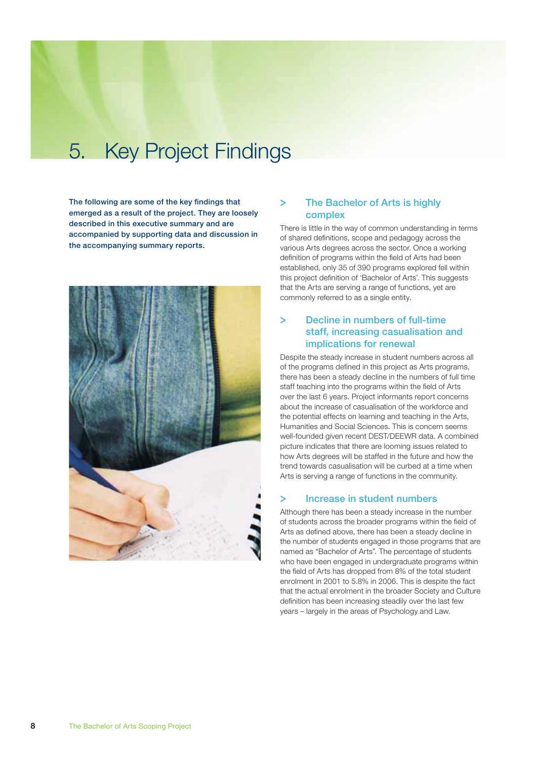# 5. Key Project Findings

**The following are some of the key findings that emerged as a result of the project. They are loosely described in this executive summary and are accompanied by supporting data and discussion in the accompanying summary reports.**

## > The Bachelor of Arts is highly complex

There is little in the way of common understanding in terms of shared definitions, scope and pedagogy across the various Arts degrees across the sector. Once a working definition of programs within the field of Arts had been established, only 35 of 390 programs explored fell within this project definition of 'Bachelor of Arts'. This suggests that the Arts are serving a range of functions, yet are commonly referred to as a single entity.

## > Decline in numbers of full-time staff, increasing casualisation and implications for renewal

Despite the steady increase in student numbers across all of the programs defined in this project as Arts programs, there has been a steady decline in the numbers of full time staff teaching into the programs within the field of Arts over the last 6 years. Project informants report concerns about the increase of casualisation of the workforce and the potential effects on learning and teaching in the Arts, Humanities and Social Sciences. This is concern seems well-founded given recent DEST/DEEWR data. A combined picture indicates that there are looming issues related to how Arts degrees will be staffed in the future and how the trend towards casualisation will be curbed at a time when Arts is serving a range of functions in the community.

## > Increase in student numbers

Although there has been a steady increase in the number of students across the broader programs within the field of Arts as defined above, there has been a steady decline in the number of students engaged in those programs that are named as "Bachelor of Arts". The percentage of students who have been engaged in undergraduate programs within the field of Arts has dropped from 8% of the total student enrolment in 2001 to 5.8% in 2006. This is despite the fact that the actual enrolment in the broader Society and Culture definition has been increasing steadily over the last few years – largely in the areas of Psychology and Law.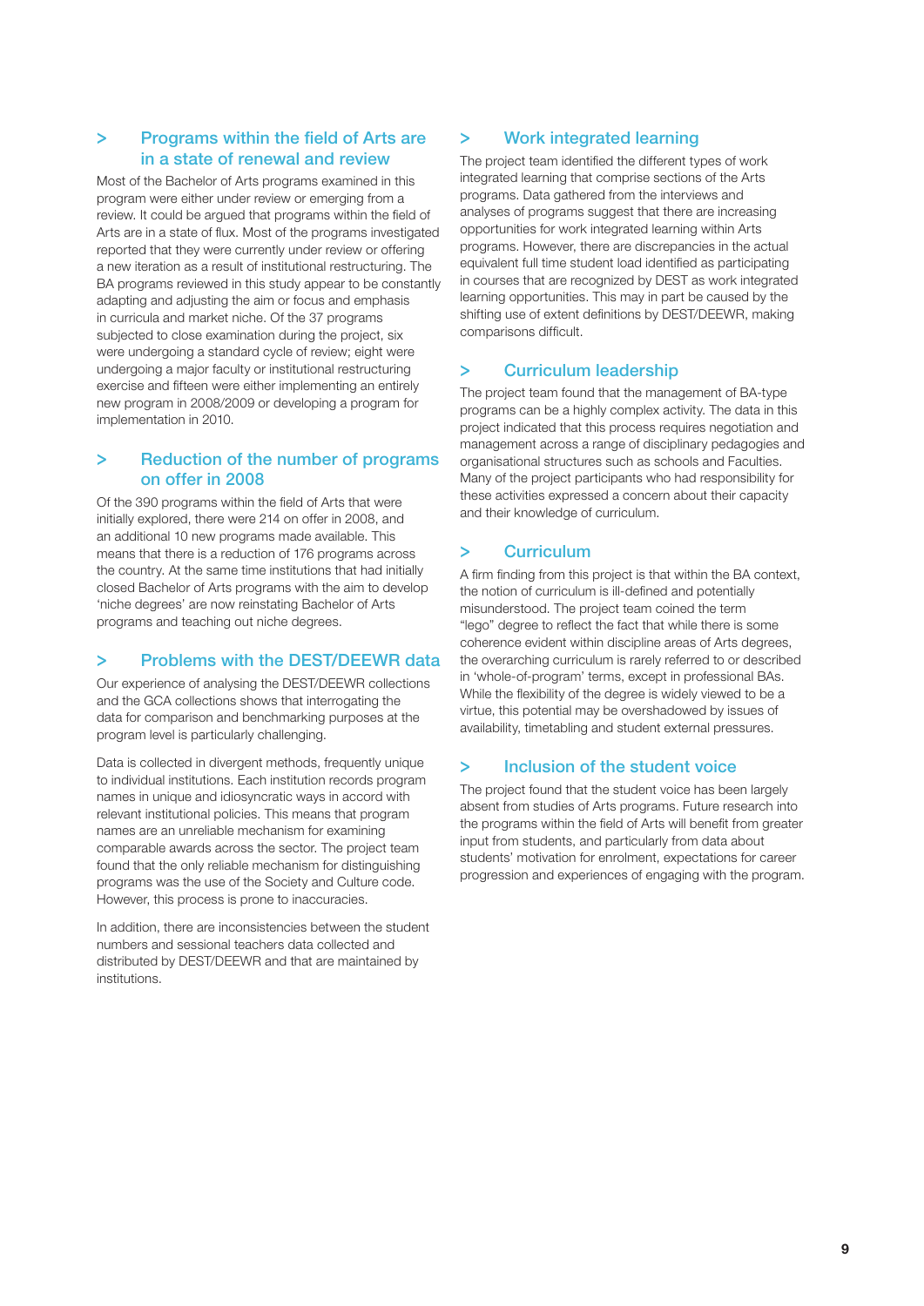## > Programs within the field of Arts are in a state of renewal and review

Most of the Bachelor of Arts programs examined in this program were either under review or emerging from a review. It could be argued that programs within the field of Arts are in a state of flux. Most of the programs investigated reported that they were currently under review or offering a new iteration as a result of institutional restructuring. The BA programs reviewed in this study appear to be constantly adapting and adjusting the aim or focus and emphasis in curricula and market niche. Of the 37 programs subjected to close examination during the project, six were undergoing a standard cycle of review; eight were undergoing a major faculty or institutional restructuring exercise and fifteen were either implementing an entirely new program in 2008/2009 or developing a program for implementation in 2010.

## > Reduction of the number of programs on offer in 2008

Of the 390 programs within the field of Arts that were initially explored, there were 214 on offer in 2008, and an additional 10 new programs made available. This means that there is a reduction of 176 programs across the country. At the same time institutions that had initially closed Bachelor of Arts programs with the aim to develop 'niche degrees' are now reinstating Bachelor of Arts programs and teaching out niche degrees.

## > Problems with the DEST/DEEWR data

Our experience of analysing the DEST/DEEWR collections and the GCA collections shows that interrogating the data for comparison and benchmarking purposes at the program level is particularly challenging.

Data is collected in divergent methods, frequently unique to individual institutions. Each institution records program names in unique and idiosyncratic ways in accord with relevant institutional policies. This means that program names are an unreliable mechanism for examining comparable awards across the sector. The project team found that the only reliable mechanism for distinguishing programs was the use of the Society and Culture code. However, this process is prone to inaccuracies.

In addition, there are inconsistencies between the student numbers and sessional teachers data collected and distributed by DEST/DEEWR and that are maintained by institutions.

## > Work integrated learning

The project team identified the different types of work integrated learning that comprise sections of the Arts programs. Data gathered from the interviews and analyses of programs suggest that there are increasing opportunities for work integrated learning within Arts programs. However, there are discrepancies in the actual equivalent full time student load identified as participating in courses that are recognized by DEST as work integrated learning opportunities. This may in part be caused by the shifting use of extent definitions by DEST/DEEWR, making comparisons difficult.

## > Curriculum leadership

The project team found that the management of BA-type programs can be a highly complex activity. The data in this project indicated that this process requires negotiation and management across a range of disciplinary pedagogies and organisational structures such as schools and Faculties. Many of the project participants who had responsibility for these activities expressed a concern about their capacity and their knowledge of curriculum.

## > Curriculum

A firm finding from this project is that within the BA context, the notion of curriculum is ill-defined and potentially misunderstood. The project team coined the term "lego" degree to reflect the fact that while there is some coherence evident within discipline areas of Arts degrees, the overarching curriculum is rarely referred to or described in 'whole-of-program' terms, except in professional BAs. While the flexibility of the degree is widely viewed to be a virtue, this potential may be overshadowed by issues of availability, timetabling and student external pressures.

## > Inclusion of the student voice

The project found that the student voice has been largely absent from studies of Arts programs. Future research into the programs within the field of Arts will benefit from greater input from students, and particularly from data about students' motivation for enrolment, expectations for career progression and experiences of engaging with the program.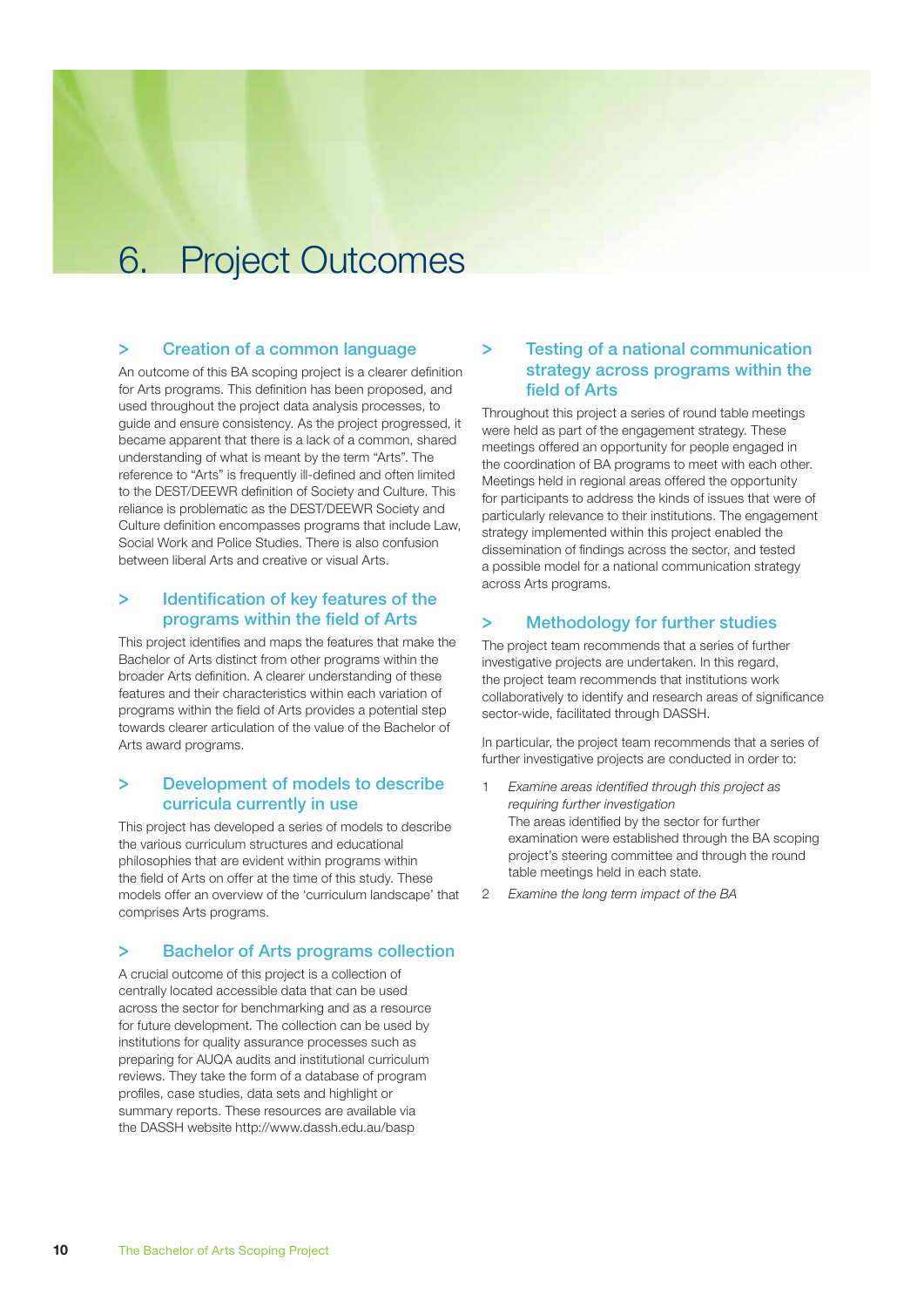# 6. Project Outcomes

## > Creation of a common language

An outcome of this BA scoping project is a clearer definition for Arts programs. This definition has been proposed, and used throughout the project data analysis processes, to guide and ensure consistency. As the project progressed, it became apparent that there is a lack of a common, shared understanding of what is meant by the term "Arts". The reference to "Arts" is frequently ill-defined and often limited to the DEST/DEEWR definition of Society and Culture. This reliance is problematic as the DEST/DEEWR Society and Culture definition encompasses programs that include Law, Social Work and Police Studies. There is also confusion between liberal Arts and creative or visual Arts.

## > Identification of key features of the programs within the field of Arts

This project identifies and maps the features that make the Bachelor of Arts distinct from other programs within the broader Arts definition. A clearer understanding of these features and their characteristics within each variation of programs within the field of Arts provides a potential step towards clearer articulation of the value of the Bachelor of Arts award programs.

## > Development of models to describe curricula currently in use

This project has developed a series of models to describe the various curriculum structures and educational philosophies that are evident within programs within the field of Arts on offer at the time of this study. These models offer an overview of the 'curriculum landscape' that comprises Arts programs.

## > Bachelor of Arts programs collection

A crucial outcome of this project is a collection of centrally located accessible data that can be used across the sector for benchmarking and as a resource for future development. The collection can be used by institutions for quality assurance processes such as preparing for AUQA audits and institutional curriculum reviews. They take the form of a database of program profiles, case studies, data sets and highlight or summary reports. These resources are available via the DASSH website http://www.dassh.edu.au/basp

## > Testing of a national communication strategy across programs within the field of Arts

Throughout this project a series of round table meetings were held as part of the engagement strategy. These meetings offered an opportunity for people engaged in the coordination of BA programs to meet with each other. Meetings held in regional areas offered the opportunity for participants to address the kinds of issues that were of particularly relevance to their institutions. The engagement strategy implemented within this project enabled the dissemination of findings across the sector, and tested a possible model for a national communication strategy across Arts programs.

## > Methodology for further studies

The project team recommends that a series of further investigative projects are undertaken. In this regard, the project team recommends that institutions work collaboratively to identify and research areas of significance sector-wide, facilitated through DASSH.

In particular, the project team recommends that a series of further investigative projects are conducted in order to:

1. *Examine areas identified through this project as requiring further investigation*
   The areas identified by the sector for further examination were established through the BA scoping project's steering committee and through the round table meetings held in each state.
2. *Examine the long term impact of the BA*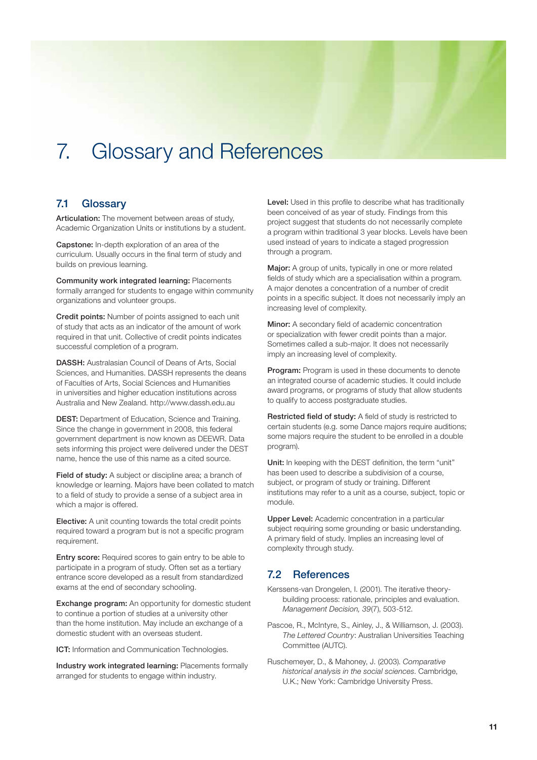# 7. Glossary and References

## 7.1 Glossary

**Articulation:** The movement between areas of study, Academic Organization Units or institutions by a student.

**Capstone:** In-depth exploration of an area of the curriculum. Usually occurs in the final term of study and builds on previous learning.

**Community work integrated learning:** Placements formally arranged for students to engage within community organizations and volunteer groups.

**Credit points:** Number of points assigned to each unit of study that acts as an indicator of the amount of work required in that unit. Collective of credit points indicates successful completion of a program.

**DASSH:** Australasian Council of Deans of Arts, Social Sciences, and Humanities. DASSH represents the deans of Faculties of Arts, Social Sciences and Humanities in universities and higher education institutions across Australia and New Zealand. http://www.dassh.edu.au

**DEST:** Department of Education, Science and Training. Since the change in government in 2008, this federal government department is now known as DEEWR. Data sets informing this project were delivered under the DEST name, hence the use of this name as a cited source.

**Field of study:** A subject or discipline area; a branch of knowledge or learning. Majors have been collated to match to a field of study to provide a sense of a subject area in which a major is offered.

**Elective:** A unit counting towards the total credit points required toward a program but is not a specific program requirement.

**Entry score:** Required scores to gain entry to be able to participate in a program of study. Often set as a tertiary entrance score developed as a result from standardized exams at the end of secondary schooling.

**Exchange program:** An opportunity for domestic student to continue a portion of studies at a university other than the home institution. May include an exchange of a domestic student with an overseas student.

**ICT:** Information and Communication Technologies.

**Industry work integrated learning:** Placements formally arranged for students to engage within industry.

**Level:** Used in this profile to describe what has traditionally been conceived of as year of study. Findings from this project suggest that students do not necessarily complete a program within traditional 3 year blocks. Levels have been used instead of years to indicate a staged progression through a program.

**Major:** A group of units, typically in one or more related fields of study which are a specialisation within a program. A major denotes a concentration of a number of credit points in a specific subject. It does not necessarily imply an increasing level of complexity.

**Minor:** A secondary field of academic concentration or specialization with fewer credit points than a major. Sometimes called a sub-major. It does not necessarily imply an increasing level of complexity.

**Program:** Program is used in these documents to denote an integrated course of academic studies. It could include award programs, or programs of study that allow students to qualify to access postgraduate studies.

**Restricted field of study:** A field of study is restricted to certain students (e.g. some Dance majors require auditions; some majors require the student to be enrolled in a double program).

**Unit:** In keeping with the DEST definition, the term "unit" has been used to describe a subdivision of a course, subject, or program of study or training. Different institutions may refer to a unit as a course, subject, topic or module.

**Upper Level:** Academic concentration in a particular subject requiring some grounding or basic understanding. A primary field of study. Implies an increasing level of complexity through study.

## 7.2 References

Kerssens-van Drongelen, I. (2001). The iterative theory-building process: rationale, principles and evaluation. *Management Decision, 39*(7), 503-512.

Pascoe, R., McIntyre, S., Ainley, J., & Williamson, J. (2003). *The Lettered Country*: Australian Universities Teaching Committee (AUTC).

Ruschemeyer, D., & Mahoney, J. (2003). *Comparative historical analysis in the social sciences*. Cambridge, U.K.; New York: Cambridge University Press.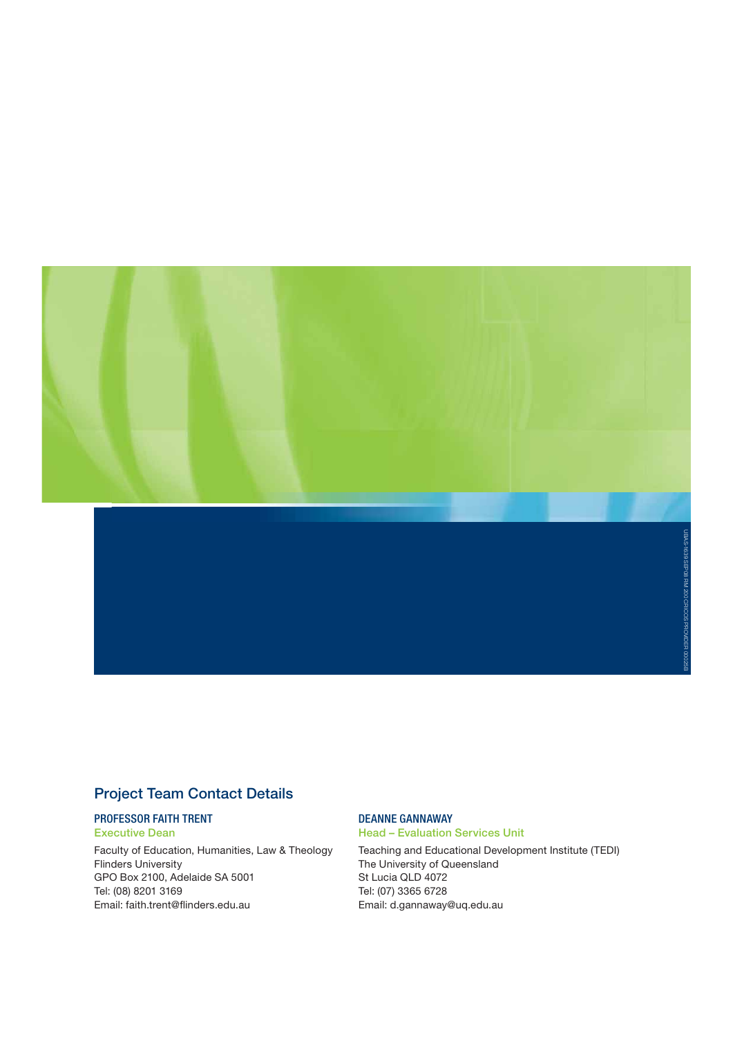UBAS-16391 SEP08 RM 200 CRICOS PROVIDER 00025B

## Project Team Contact Details

**PROFESSOR FAITH TRENT**
Executive Dean

Faculty of Education, Humanities, Law & Theology
Flinders University
GPO Box 2100, Adelaide SA 5001
Tel: (08) 8201 3169
Email: faith.trent@flinders.edu.au

**DEANNE GANNAWAY**
Head – Evaluation Services Unit

Teaching and Educational Development Institute (TEDI)
The University of Queensland
St Lucia QLD 4072
Tel: (07) 3365 6728
Email: d.gannaway@uq.edu.au